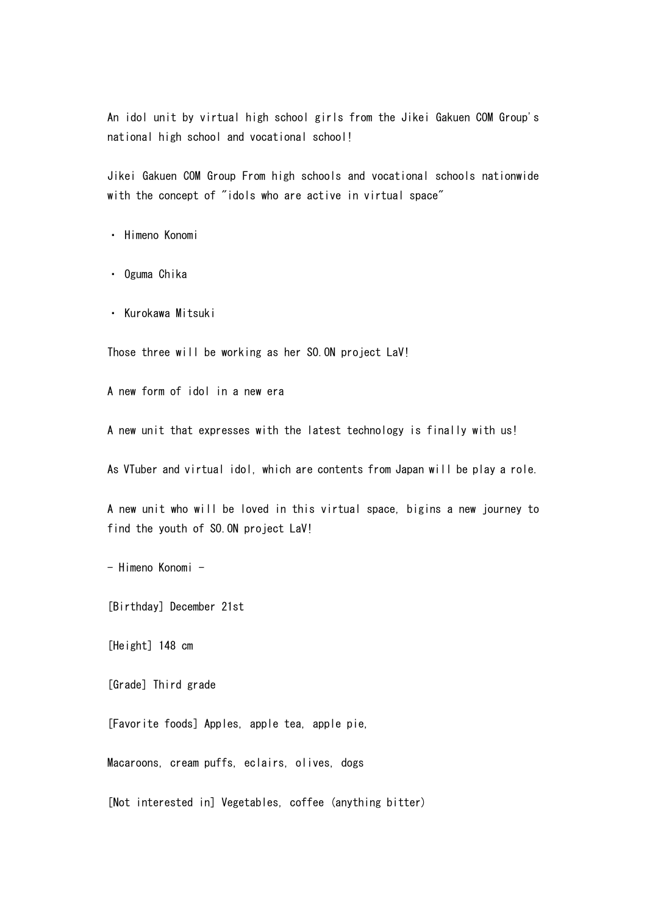An idol unit by virtual high school girls from the Jikei Gakuen COM Group's national high school and vocational school!

Jikei Gakuen COM Group From high schools and vocational schools nationwide with the concept of "idols who are active in virtual space"

・ Himeno Konomi

・ Oguma Chika

・ Kurokawa Mitsuki

Those three will be working as her SO.ON project LaV!

A new form of idol in a new era

A new unit that expresses with the latest technology is finally with us!

As VTuber and virtual idol, which are contents from Japan will be play a role.

A new unit who will be loved in this virtual space, bigins a new journey to find the youth of SO.ON project LaV!

- Himeno Konomi -

[Birthday] December 21st

[Height] 148 cm

[Grade] Third grade

[Favorite foods] Apples, apple tea, apple pie,

Macaroons, cream puffs, eclairs, olives, dogs

[Not interested in] Vegetables, coffee (anything bitter)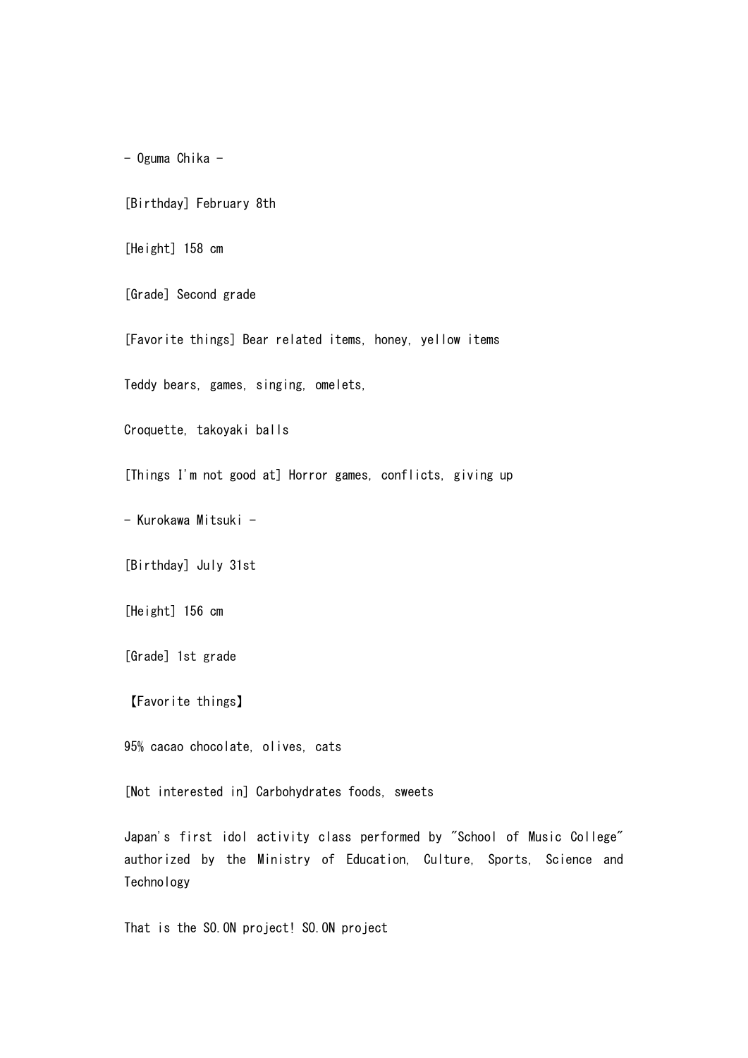- Oguma Chika -

[Birthday] February 8th

[Height] 158 cm

[Grade] Second grade

[Favorite things] Bear related items, honey, yellow items

Teddy bears, games, singing, omelets,

Croquette, takoyaki balls

[Things I'm not good at] Horror games, conflicts, giving up

- Kurokawa Mitsuki -

[Birthday] July 31st

[Height] 156 cm

[Grade] 1st grade

【Favorite things】

95% cacao chocolate, olives, cats

[Not interested in] Carbohydrates foods, sweets

Japan's first idol activity class performed by "School of Music College" authorized by the Ministry of Education, Culture, Sports, Science and Technology

That is the SO.ON project! SO.ON project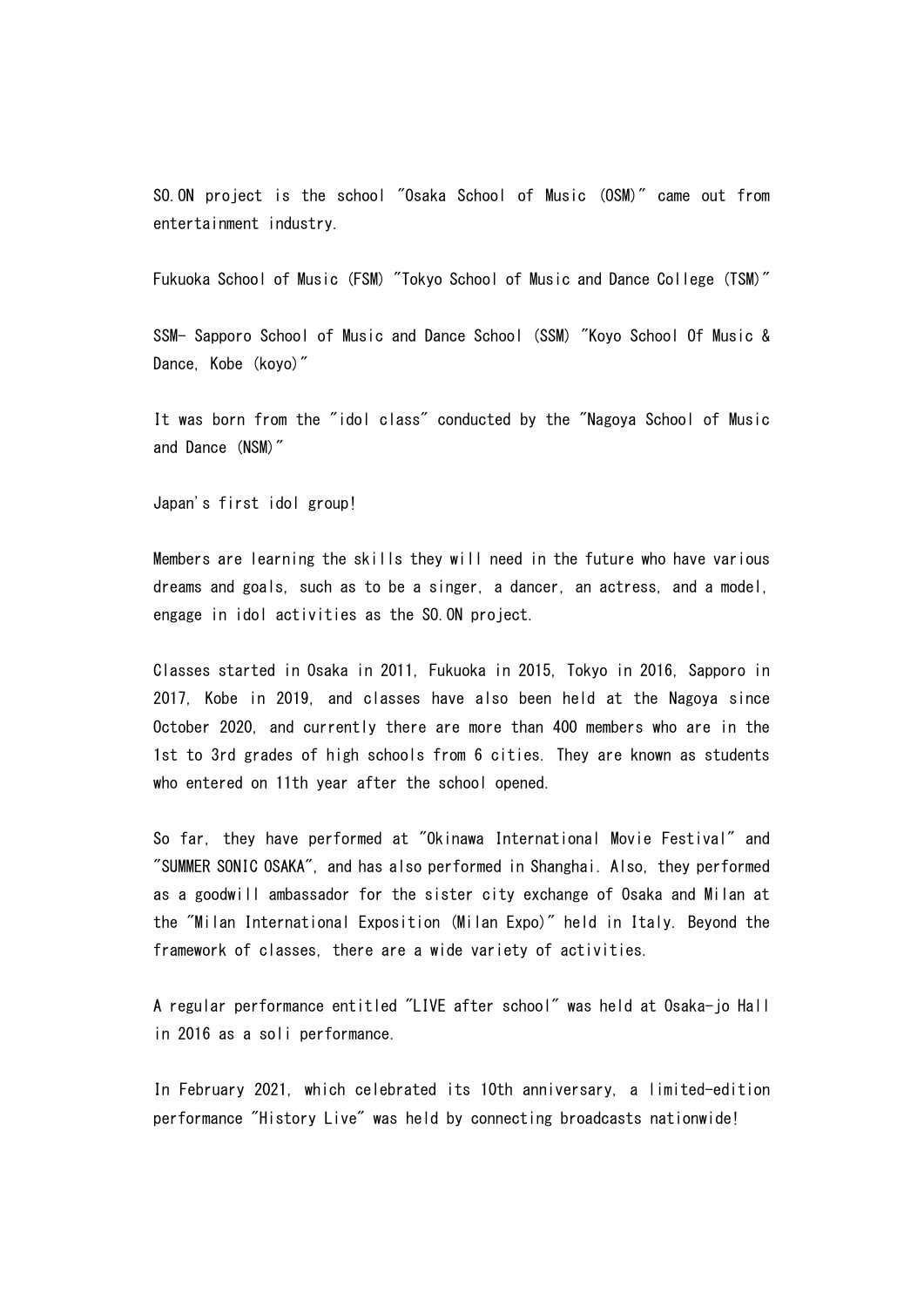SO.ON project is the school "Osaka School of Music (OSM)" came out from entertainment industry.

Fukuoka School of Music (FSM) "Tokyo School of Music and Dance College (TSM)"

SSM- Sapporo School of Music and Dance School (SSM) "Koyo School Of Music & Dance, Kobe (koyo)"

It was born from the "idol class" conducted by the "Nagoya School of Music and Dance (NSM)"

Japan's first idol group!

Members are learning the skills they will need in the future who have various dreams and goals, such as to be a singer, a dancer, an actress, and a model, engage in idol activities as the SO.ON project.

Classes started in Osaka in 2011, Fukuoka in 2015, Tokyo in 2016, Sapporo in 2017, Kobe in 2019, and classes have also been held at the Nagoya since October 2020, and currently there are more than 400 members who are in the 1st to 3rd grades of high schools from 6 cities. They are known as students who entered on 11th year after the school opened.

So far, they have performed at "Okinawa International Movie Festival" and "SUMMER SONIC OSAKA", and has also performed in Shanghai. Also, they performed as a goodwill ambassador for the sister city exchange of Osaka and Milan at the "Milan International Exposition (Milan Expo)" held in Italy. Beyond the framework of classes, there are a wide variety of activities.

A regular performance entitled "LIVE after school" was held at Osaka-jo Hall in 2016 as a soli performance.

In February 2021, which celebrated its 10th anniversary, a limited-edition performance "History Live" was held by connecting broadcasts nationwide!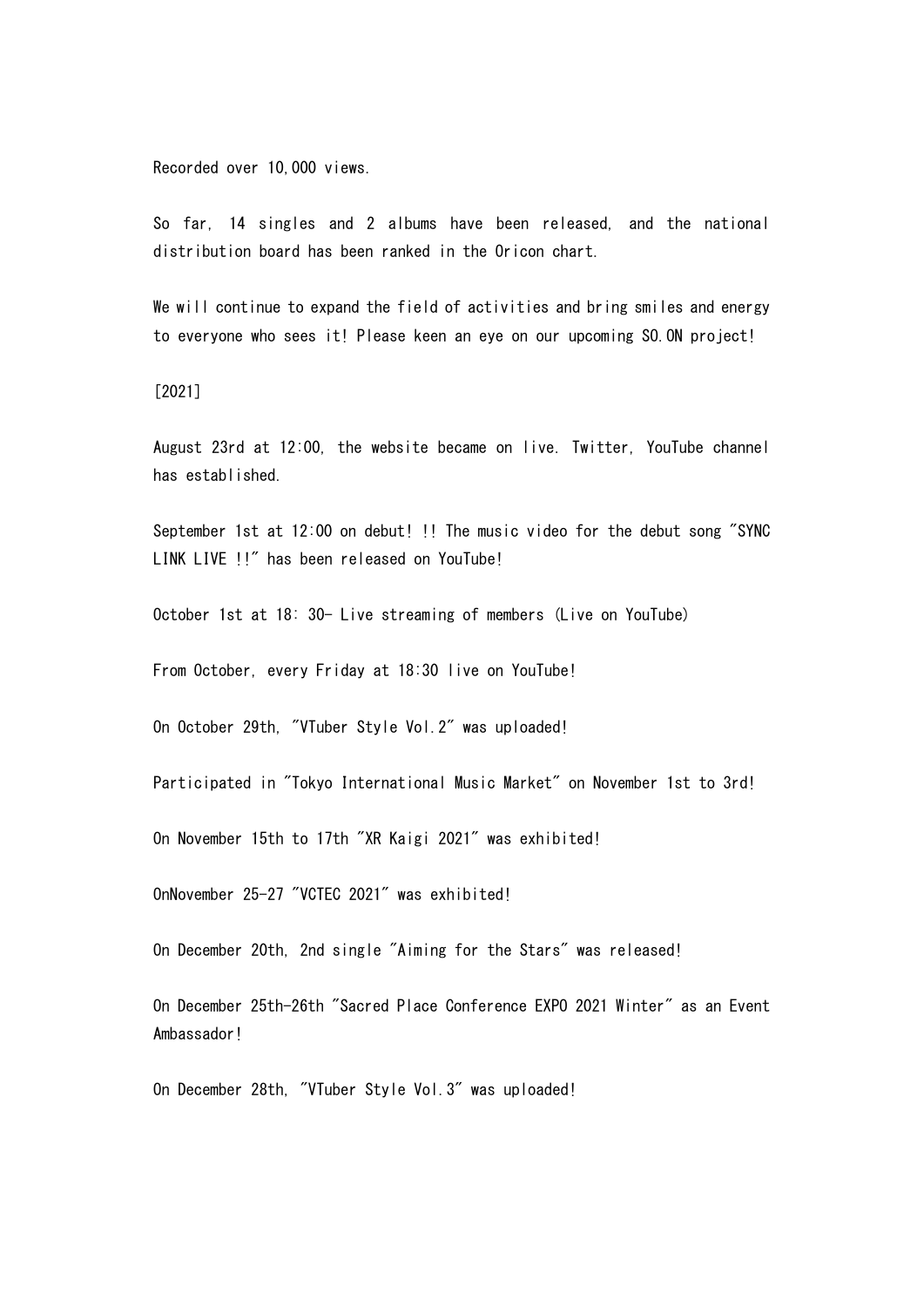Recorded over 10,000 views.

So far, 14 singles and 2 albums have been released, and the national distribution board has been ranked in the Oricon chart.

We will continue to expand the field of activities and bring smiles and energy to everyone who sees it! Please keen an eye on our upcoming SO.ON project!

[2021]

August 23rd at 12:00, the website became on live. Twitter, YouTube channel has established.

September 1st at 12:00 on debut! !! The music video for the debut song "SYNC LINK LIVE !!" has been released on YouTube!

October 1st at 18: 30- Live streaming of members (Live on YouTube)

From October, every Friday at 18:30 live on YouTube!

On October 29th, "VTuber Style Vol.2" was uploaded!

Participated in "Tokyo International Music Market" on November 1st to 3rd!

On November 15th to 17th "XR Kaigi 2021" was exhibited!

OnNovember 25-27 "VCTEC 2021" was exhibited!

On December 20th, 2nd single "Aiming for the Stars" was released!

On December 25th-26th "Sacred Place Conference EXPO 2021 Winter" as an Event Ambassador!

On December 28th, "VTuber Style Vol.3" was uploaded!